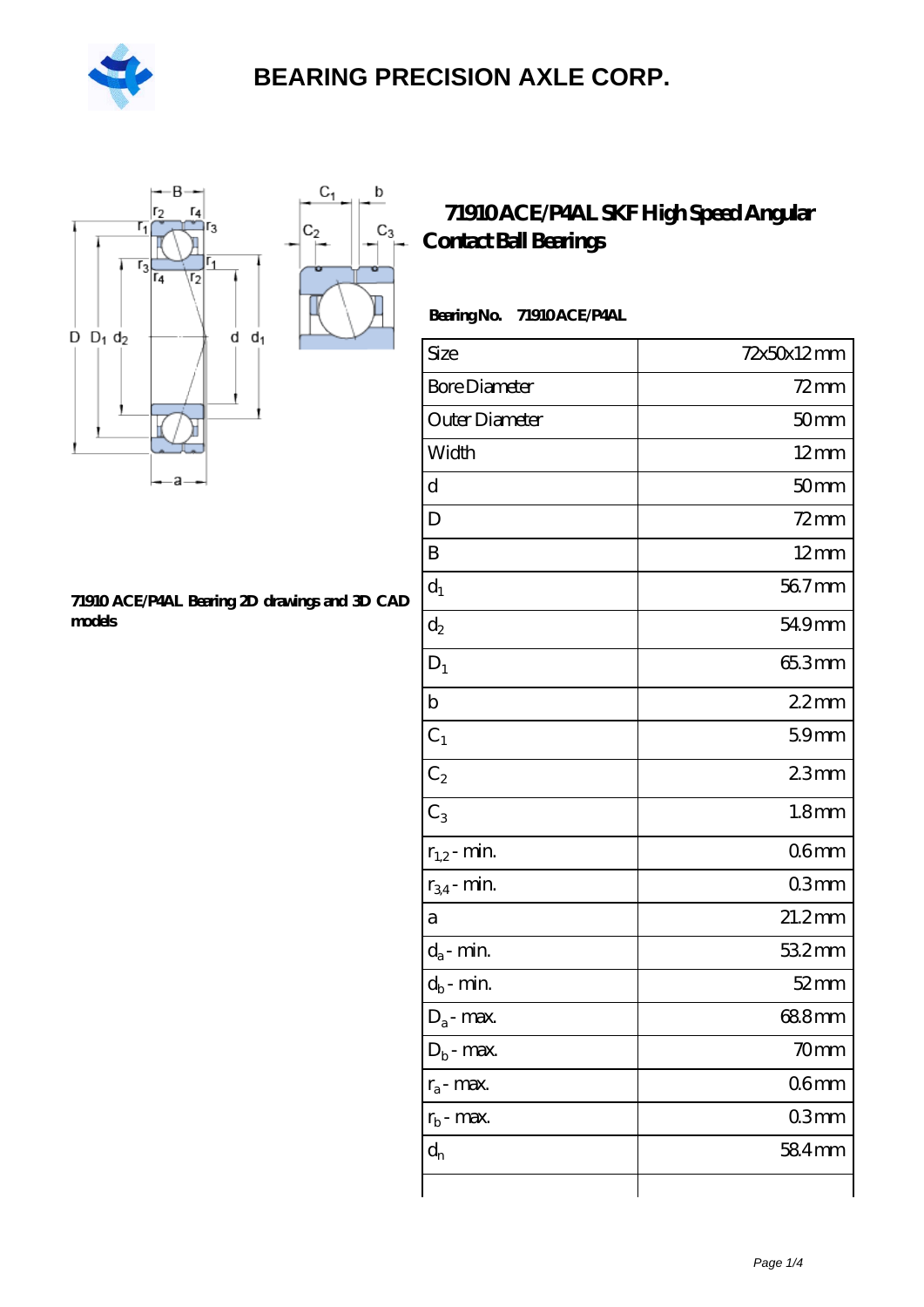# BEARING PRECISION AXLE CORP.

## 71910 ACE/P4AL SKF High Speed Angular Contact Ball Bearings

**71910 ACE/P4AL Bearing 2D drawings and 3D CAD models**

**Bearing No.** 71910 ACE/P4AL

| Size | 72x50x12 mm |
|---|---|
| Bore Diameter | 72 mm |
| Outer Diameter | 50 mm |
| Width | 12 mm |
| d | 50 mm |
| D | 72 mm |
| B | 12 mm |
| $d_1$ | 56.7 mm |
| $d_2$ | 54.9 mm |
| $D_1$ | 65.3 mm |
| b | 2.2 mm |
| $C_1$ | 5.9 mm |
| $C_2$ | 2.3 mm |
| $C_3$ | 1.8 mm |
| $r_{1,2}$ - min. | 0.6 mm |
| $r_{3,4}$ - min. | 0.3 mm |
| a | 21.2 mm |
| $d_a$ - min. | 53.2 mm |
| $d_b$ - min. | 52 mm |
| $D_a$ - max. | 68.8 mm |
| $D_b$ - max. | 70 mm |
| $r_a$ - max. | 0.6 mm |
| $r_b$ - max. | 0.3 mm |
| $d_n$ | 58.4 mm |
| | |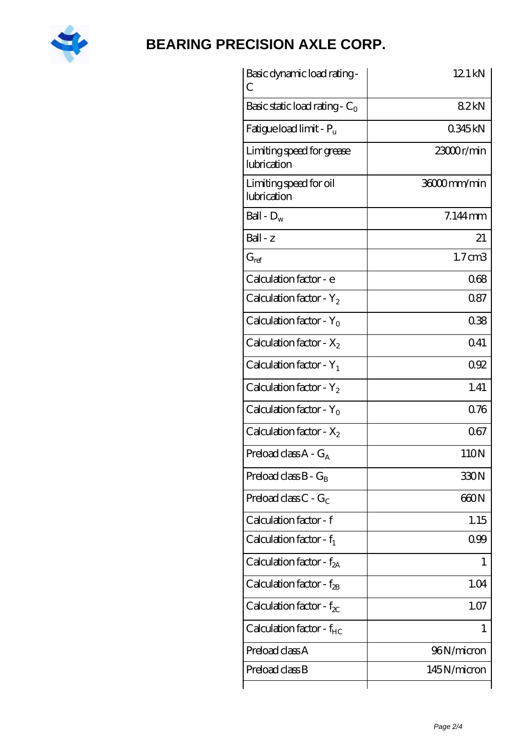| Basic dynamic load rating - C | 12.1 kN |
| --- | --- |
| Basic static load rating - $C_0$ | 8.2 kN |
| Fatigue load limit - $P_u$ | 0.345 kN |
| Limiting speed for grease lubrication | 23000 r/min |
| Limiting speed for oil lubrication | 36000 mm/min |
| Ball - $D_w$ | 7.144 mm |
| Ball - z | 21 |
| $G_{ref}$ | 1.7 cm3 |
| Calculation factor - e | 0.68 |
| Calculation factor - $Y_2$ | 0.87 |
| Calculation factor - $Y_0$ | 0.38 |
| Calculation factor - $X_2$ | 0.41 |
| Calculation factor - $Y_1$ | 0.92 |
| Calculation factor - $Y_2$ | 1.41 |
| Calculation factor - $Y_0$ | 0.76 |
| Calculation factor - $X_2$ | 0.67 |
| Preload class A - $G_A$ | 110 N |
| Preload class B - $G_B$ | 330 N |
| Preload class C - $G_C$ | 660 N |
| Calculation factor - f | 1.15 |
| Calculation factor - $f_1$ | 0.99 |
| Calculation factor - $f_{2A}$ | 1 |
| Calculation factor - $f_{2B}$ | 1.04 |
| Calculation factor - $f_{2C}$ | 1.07 |
| Calculation factor - $f_{HC}$ | 1 |
| Preload class A | 96 N/micron |
| Preload class B | 145 N/micron |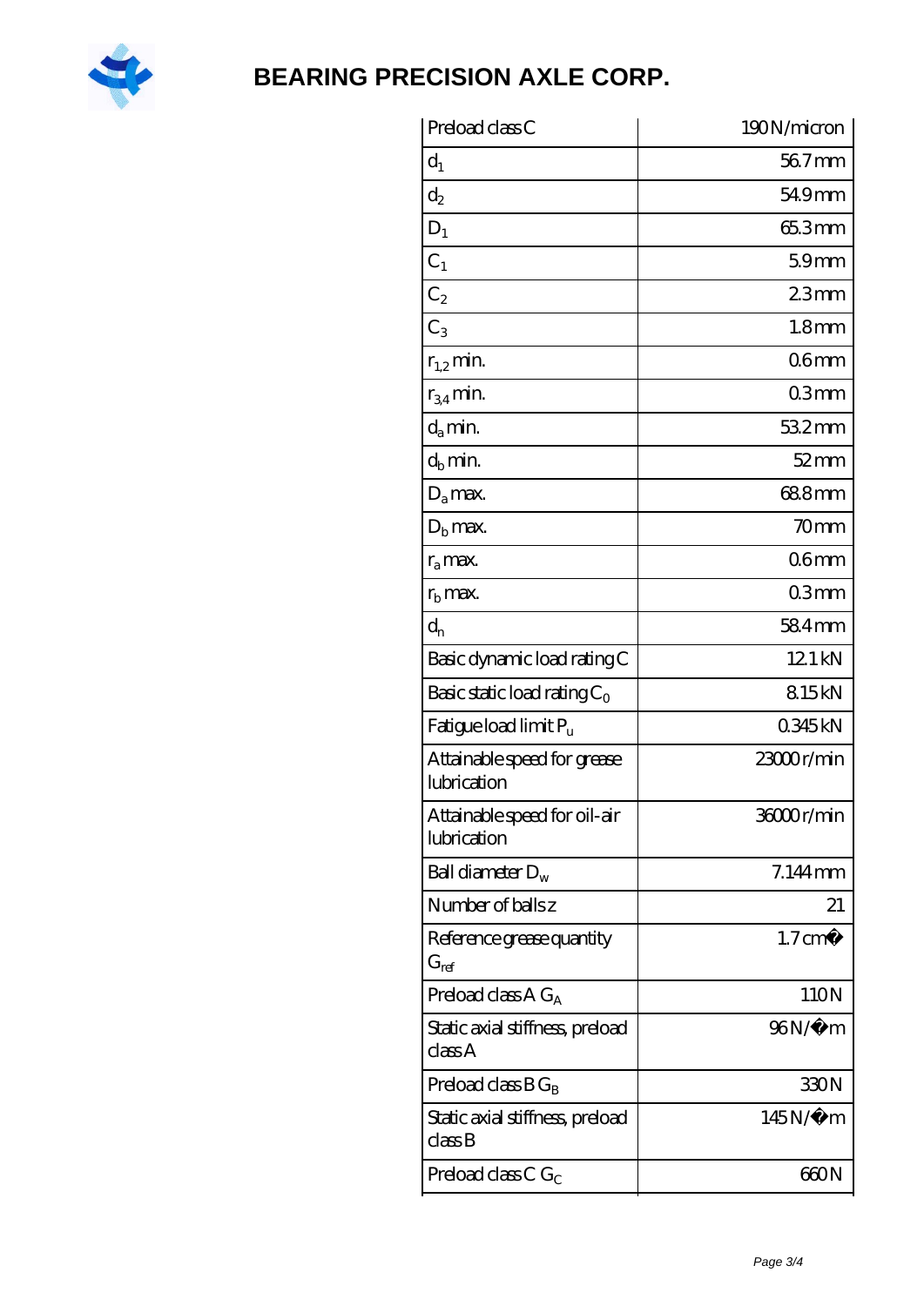# BEARING PRECISION AXLE CORP.

| | |
|---|---|
| Preload class C | 190 N/micron |
| $d_1$ | 56.7 mm |
| $d_2$ | 54.9 mm |
| $D_1$ | 65.3 mm |
| $C_1$ | 5.9 mm |
| $C_2$ | 2.3 mm |
| $C_3$ | 1.8 mm |
| $r_{1,2}$ min. | 0.6 mm |
| $r_{3,4}$ min. | 0.3 mm |
| $d_a$ min. | 53.2 mm |
| $d_b$ min. | 52 mm |
| $D_a$ max. | 68.8 mm |
| $D_b$ max. | 70 mm |
| $r_a$ max. | 0.6 mm |
| $r_b$ max. | 0.3 mm |
| $d_n$ | 58.4 mm |
| Basic dynamic load rating C | 12.1 kN |
| Basic static load rating $C_0$ | 8.15 kN |
| Fatigue load limit $P_u$ | 0.345 kN |
| Attainable speed for grease lubrication | 23000 r/min |
| Attainable speed for oil-air lubrication | 36000 r/min |
| Ball diameter $D_w$ | 7.144 mm |
| Number of balls z | 21 |
| Reference grease quantity $G_{ref}$ | 1.7 cm� |
| Preload class A $G_A$ | 110 N |
| Static axial stiffness, preload class A | 96 N/�m |
| Preload class B $G_B$ | 330 N |
| Static axial stiffness, preload class B | 145 N/�m |
| Preload class C $G_C$ | 660 N |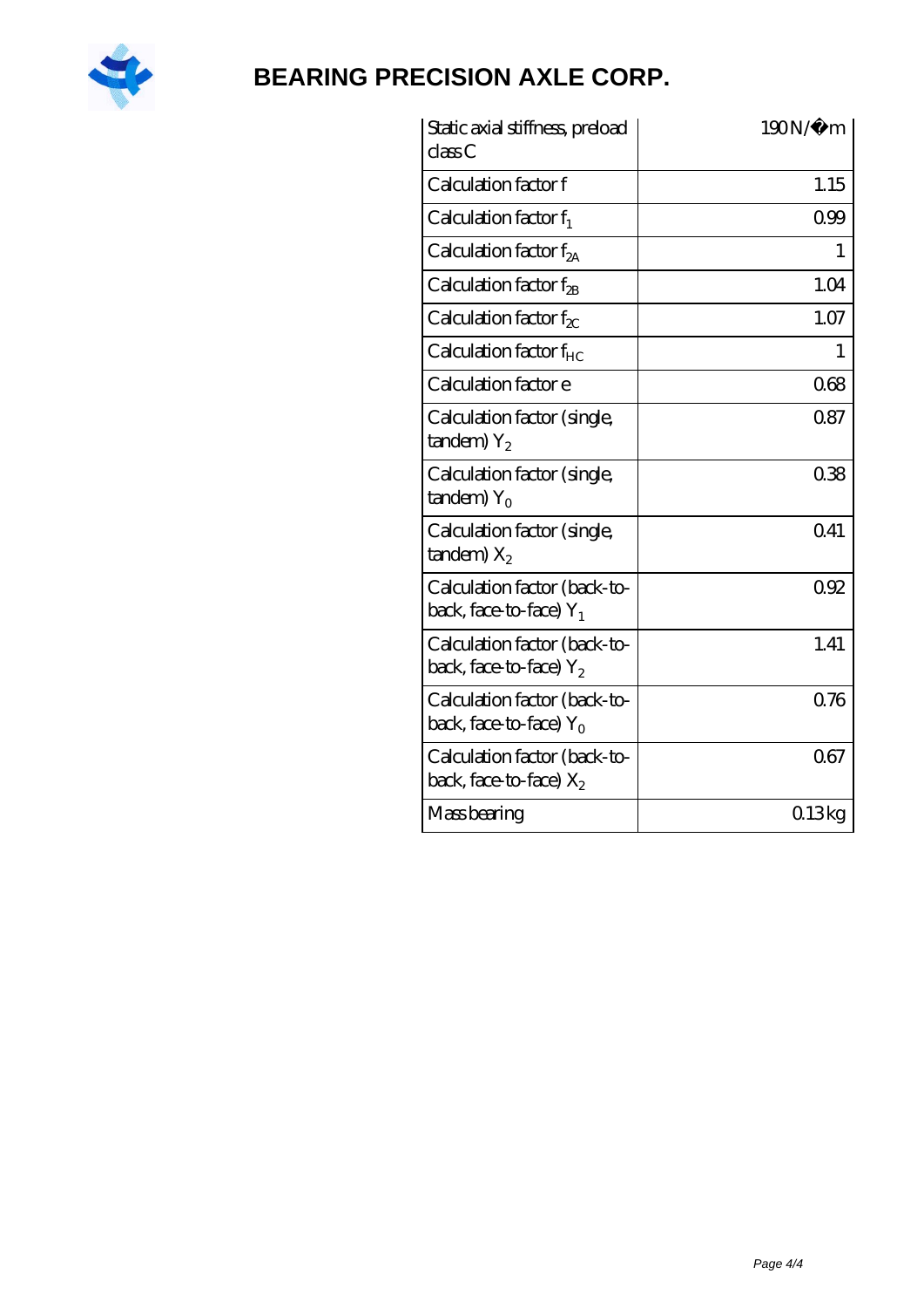# BEARING PRECISION AXLE CORP.

| | |
|---|---|
| Static axial stiffness, preload class C | 190 N/�m |
| Calculation factor f | 1.15 |
| Calculation factor $f_1$ | 0.99 |
| Calculation factor $f_{2A}$ | 1 |
| Calculation factor $f_{2B}$ | 1.04 |
| Calculation factor $f_{2C}$ | 1.07 |
| Calculation factor $f_{HC}$ | 1 |
| Calculation factor e | 0.68 |
| Calculation factor (single, tandem) $Y_2$ | 0.87 |
| Calculation factor (single, tandem) $Y_0$ | 0.38 |
| Calculation factor (single, tandem) $X_2$ | 0.41 |
| Calculation factor (back-to-back, face-to-face) $Y_1$ | 0.92 |
| Calculation factor (back-to-back, face-to-face) $Y_2$ | 1.41 |
| Calculation factor (back-to-back, face-to-face) $Y_0$ | 0.76 |
| Calculation factor (back-to-back, face-to-face) $X_2$ | 0.67 |
| Mass bearing | 0.13 kg |